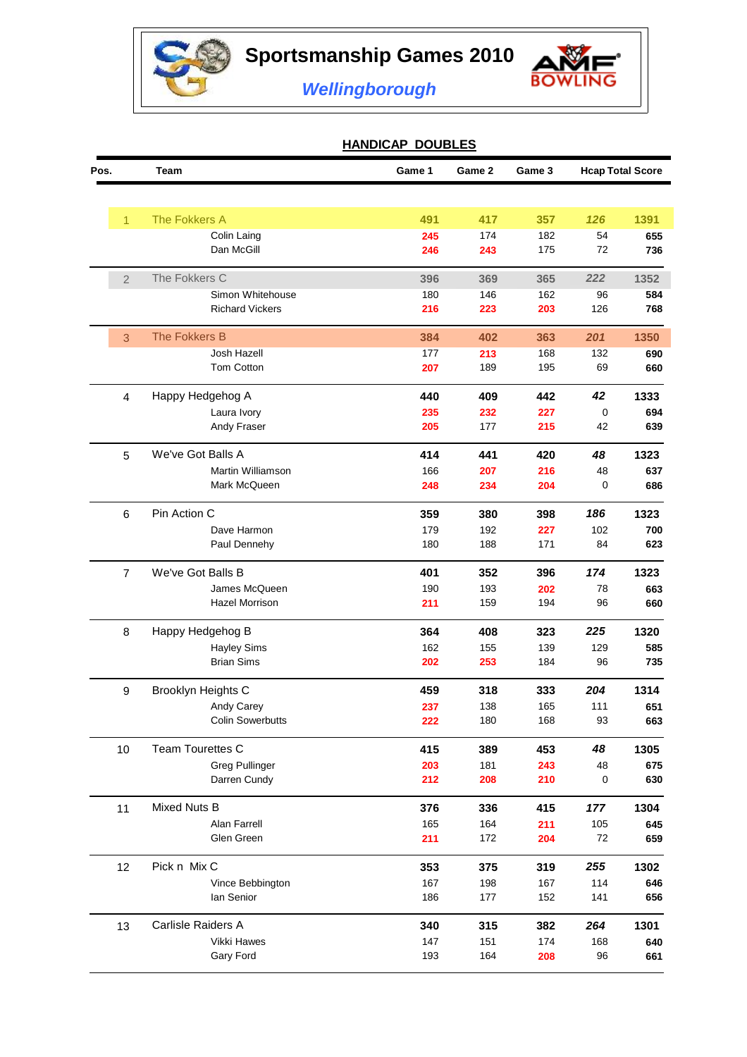# Sportsmanship Games 2010

## *Wellingborough*

AMF BOWLING

## HANDICAP DOUBLES

| Pos. | Team | | Game 1 | Game 2 | Game 3 | Hcap | Total Score |
|---|---|---|---|---|---|---|---|
| 1 | The Fokkers A | | 491 | 417 | 357 | *126* | 1391 |
| | | Colin Laing | 245 | 174 | 182 | 54 | 655 |
| | | Dan McGill | 246 | 243 | 175 | 72 | 736 |
| 2 | The Fokkers C | | 396 | 369 | 365 | *222* | 1352 |
| | | Simon Whitehouse | 180 | 146 | 162 | 96 | 584 |
| | | Richard Vickers | 216 | 223 | 203 | 126 | 768 |
| 3 | The Fokkers B | | 384 | 402 | 363 | *201* | 1350 |
| | | Josh Hazell | 177 | 213 | 168 | 132 | 690 |
| | | Tom Cotton | 207 | 189 | 195 | 69 | 660 |
| 4 | Happy Hedgehog A | | 440 | 409 | 442 | *42* | 1333 |
| | | Laura Ivory | 235 | 232 | 227 | 0 | 694 |
| | | Andy Fraser | 205 | 177 | 215 | 42 | 639 |
| 5 | We've Got Balls A | | 414 | 441 | 420 | *48* | 1323 |
| | | Martin Williamson | 166 | 207 | 216 | 48 | 637 |
| | | Mark McQueen | 248 | 234 | 204 | 0 | 686 |
| 6 | Pin Action C | | 359 | 380 | 398 | *186* | 1323 |
| | | Dave Harmon | 179 | 192 | 227 | 102 | 700 |
| | | Paul Dennehy | 180 | 188 | 171 | 84 | 623 |
| 7 | We've Got Balls B | | 401 | 352 | 396 | *174* | 1323 |
| | | James McQueen | 190 | 193 | 202 | 78 | 663 |
| | | Hazel Morrison | 211 | 159 | 194 | 96 | 660 |
| 8 | Happy Hedgehog B | | 364 | 408 | 323 | *225* | 1320 |
| | | Hayley Sims | 162 | 155 | 139 | 129 | 585 |
| | | Brian Sims | 202 | 253 | 184 | 96 | 735 |
| 9 | Brooklyn Heights C | | 459 | 318 | 333 | *204* | 1314 |
| | | Andy Carey | 237 | 138 | 165 | 111 | 651 |
| | | Colin Sowerbutts | 222 | 180 | 168 | 93 | 663 |
| 10 | Team Tourettes C | | 415 | 389 | 453 | *48* | 1305 |
| | | Greg Pullinger | 203 | 181 | 243 | 48 | 675 |
| | | Darren Cundy | 212 | 208 | 210 | 0 | 630 |
| 11 | Mixed Nuts B | | 376 | 336 | 415 | *177* | 1304 |
| | | Alan Farrell | 165 | 164 | 211 | 105 | 645 |
| | | Glen Green | 211 | 172 | 204 | 72 | 659 |
| 12 | Pick n Mix C | | 353 | 375 | 319 | *255* | 1302 |
| | | Vince Bebbington | 167 | 198 | 167 | 114 | 646 |
| | | Ian Senior | 186 | 177 | 152 | 141 | 656 |
| 13 | Carlisle Raiders A | | 340 | 315 | 382 | *264* | 1301 |
| | | Vikki Hawes | 147 | 151 | 174 | 168 | 640 |
| | | Gary Ford | 193 | 164 | 208 | 96 | 661 |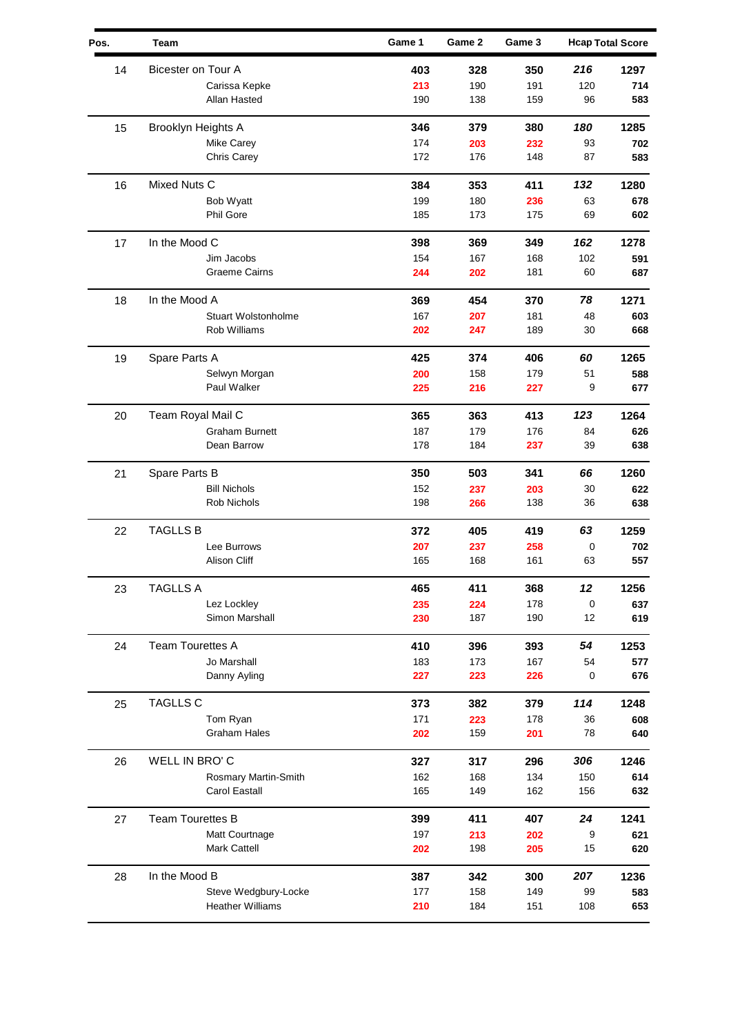| Pos. | Team | Game 1 | Game 2 | Game 3 | Hcap | Total Score |
|---|---|---|---|---|---|---|
| 14 | Bicester on Tour A | **403** | **328** | **350** | ***216*** | **1297** |
| | Carissa Kepke | **213** | 190 | 191 | 120 | **714** |
| | Allan Hasted | 190 | 138 | 159 | 96 | **583** |
| 15 | Brooklyn Heights A | **346** | **379** | **380** | ***180*** | **1285** |
| | Mike Carey | 174 | **203** | **232** | 93 | **702** |
| | Chris Carey | 172 | 176 | 148 | 87 | **583** |
| 16 | Mixed Nuts C | **384** | **353** | **411** | ***132*** | **1280** |
| | Bob Wyatt | 199 | 180 | **236** | 63 | **678** |
| | Phil Gore | 185 | 173 | 175 | 69 | **602** |
| 17 | In the Mood C | **398** | **369** | **349** | ***162*** | **1278** |
| | Jim Jacobs | 154 | 167 | 168 | 102 | **591** |
| | Graeme Cairns | **244** | **202** | 181 | 60 | **687** |
| 18 | In the Mood A | **369** | **454** | **370** | ***78*** | **1271** |
| | Stuart Wolstonholme | 167 | **207** | 181 | 48 | **603** |
| | Rob Williams | **202** | **247** | 189 | 30 | **668** |
| 19 | Spare Parts A | **425** | **374** | **406** | ***60*** | **1265** |
| | Selwyn Morgan | **200** | 158 | 179 | 51 | **588** |
| | Paul Walker | **225** | **216** | **227** | 9 | **677** |
| 20 | Team Royal Mail C | **365** | **363** | **413** | ***123*** | **1264** |
| | Graham Burnett | 187 | 179 | 176 | 84 | **626** |
| | Dean Barrow | 178 | 184 | **237** | 39 | **638** |
| 21 | Spare Parts B | **350** | **503** | **341** | ***66*** | **1260** |
| | Bill Nichols | 152 | **237** | **203** | 30 | **622** |
| | Rob Nichols | 198 | **266** | 138 | 36 | **638** |
| 22 | TAGLLS B | **372** | **405** | **419** | ***63*** | **1259** |
| | Lee Burrows | **207** | **237** | **258** | 0 | **702** |
| | Alison Cliff | 165 | 168 | 161 | 63 | **557** |
| 23 | TAGLLS A | **465** | **411** | **368** | ***12*** | **1256** |
| | Lez Lockley | **235** | **224** | 178 | 0 | **637** |
| | Simon Marshall | **230** | 187 | 190 | 12 | **619** |
| 24 | Team Tourettes A | **410** | **396** | **393** | ***54*** | **1253** |
| | Jo Marshall | 183 | 173 | 167 | 54 | **577** |
| | Danny Ayling | **227** | **223** | **226** | 0 | **676** |
| 25 | TAGLLS C | **373** | **382** | **379** | ***114*** | **1248** |
| | Tom Ryan | 171 | **223** | 178 | 36 | **608** |
| | Graham Hales | **202** | 159 | **201** | 78 | **640** |
| 26 | WELL IN BRO' C | **327** | **317** | **296** | ***306*** | **1246** |
| | Rosmary Martin-Smith | 162 | 168 | 134 | 150 | **614** |
| | Carol Eastall | 165 | 149 | 162 | 156 | **632** |
| 27 | Team Tourettes B | **399** | **411** | **407** | ***24*** | **1241** |
| | Matt Courtnage | 197 | **213** | **202** | 9 | **621** |
| | Mark Cattell | **202** | 198 | **205** | 15 | **620** |
| 28 | In the Mood B | **387** | **342** | **300** | ***207*** | **1236** |
| | Steve Wedgbury-Locke | 177 | 158 | 149 | 99 | **583** |
| | Heather Williams | **210** | 184 | 151 | 108 | **653** |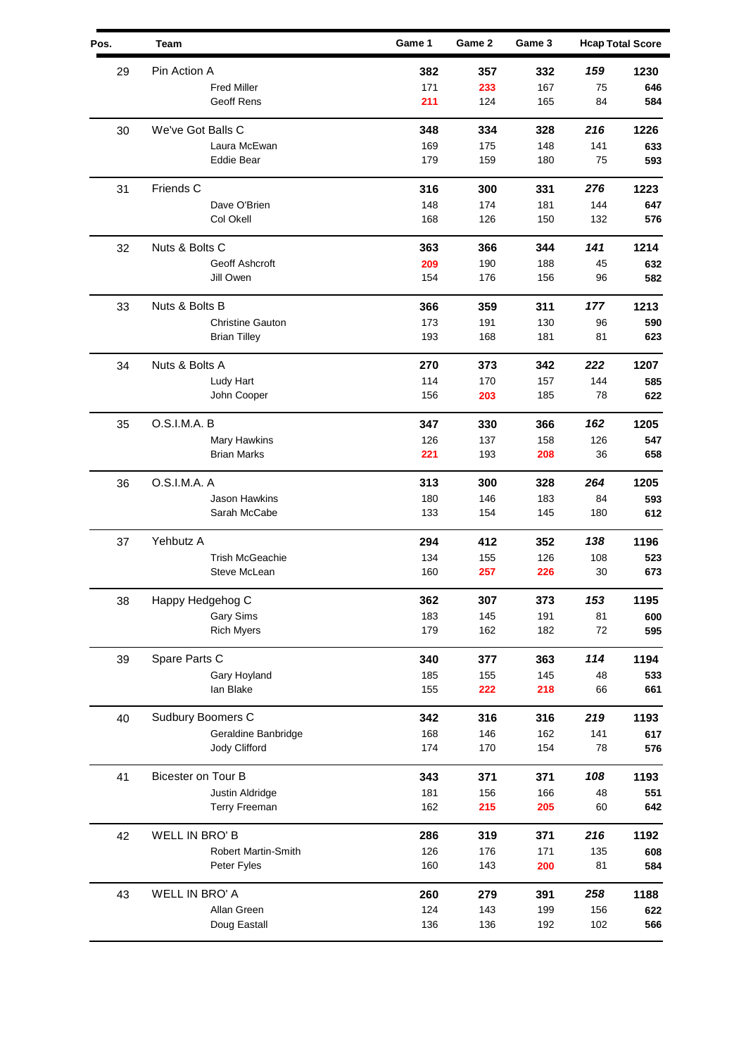| Pos. | Team | Game 1 | Game 2 | Game 3 | Hcap | Total Score |
|---|---|---|---|---|---|---|
| 29 | Pin Action A | **382** | **357** | **332** | ***159*** | **1230** |
| | Fred Miller | 171 | **233** | 167 | 75 | **646** |
| | Geoff Rens | **211** | 124 | 165 | 84 | **584** |
| 30 | We've Got Balls C | **348** | **334** | **328** | ***216*** | **1226** |
| | Laura McEwan | 169 | 175 | 148 | 141 | **633** |
| | Eddie Bear | 179 | 159 | 180 | 75 | **593** |
| 31 | Friends C | **316** | **300** | **331** | ***276*** | **1223** |
| | Dave O'Brien | 148 | 174 | 181 | 144 | **647** |
| | Col Okell | 168 | 126 | 150 | 132 | **576** |
| 32 | Nuts & Bolts C | **363** | **366** | **344** | ***141*** | **1214** |
| | Geoff Ashcroft | **209** | 190 | 188 | 45 | **632** |
| | Jill Owen | 154 | 176 | 156 | 96 | **582** |
| 33 | Nuts & Bolts B | **366** | **359** | **311** | ***177*** | **1213** |
| | Christine Gauton | 173 | 191 | 130 | 96 | **590** |
| | Brian Tilley | 193 | 168 | 181 | 81 | **623** |
| 34 | Nuts & Bolts A | **270** | **373** | **342** | ***222*** | **1207** |
| | Ludy Hart | 114 | 170 | 157 | 144 | **585** |
| | John Cooper | 156 | **203** | 185 | 78 | **622** |
| 35 | O.S.I.M.A. B | **347** | **330** | **366** | ***162*** | **1205** |
| | Mary Hawkins | 126 | 137 | 158 | 126 | **547** |
| | Brian Marks | **221** | 193 | **208** | 36 | **658** |
| 36 | O.S.I.M.A. A | **313** | **300** | **328** | ***264*** | **1205** |
| | Jason Hawkins | 180 | 146 | 183 | 84 | **593** |
| | Sarah McCabe | 133 | 154 | 145 | 180 | **612** |
| 37 | Yehbutz A | **294** | **412** | **352** | ***138*** | **1196** |
| | Trish McGeachie | 134 | 155 | 126 | 108 | **523** |
| | Steve McLean | 160 | **257** | **226** | 30 | **673** |
| 38 | Happy Hedgehog C | **362** | **307** | **373** | ***153*** | **1195** |
| | Gary Sims | 183 | 145 | 191 | 81 | **600** |
| | Rich Myers | 179 | 162 | 182 | 72 | **595** |
| 39 | Spare Parts C | **340** | **377** | **363** | ***114*** | **1194** |
| | Gary Hoyland | 185 | 155 | 145 | 48 | **533** |
| | Ian Blake | 155 | **222** | **218** | 66 | **661** |
| 40 | Sudbury Boomers C | **342** | **316** | **316** | ***219*** | **1193** |
| | Geraldine Banbridge | 168 | 146 | 162 | 141 | **617** |
| | Jody Clifford | 174 | 170 | 154 | 78 | **576** |
| 41 | Bicester on Tour B | **343** | **371** | **371** | ***108*** | **1193** |
| | Justin Aldridge | 181 | 156 | 166 | 48 | **551** |
| | Terry Freeman | 162 | **215** | **205** | 60 | **642** |
| 42 | WELL IN BRO' B | **286** | **319** | **371** | ***216*** | **1192** |
| | Robert Martin-Smith | 126 | 176 | 171 | 135 | **608** |
| | Peter Fyles | 160 | 143 | **200** | 81 | **584** |
| 43 | WELL IN BRO' A | **260** | **279** | **391** | ***258*** | **1188** |
| | Allan Green | 124 | 143 | 199 | 156 | **622** |
| | Doug Eastall | 136 | 136 | 192 | 102 | **566** |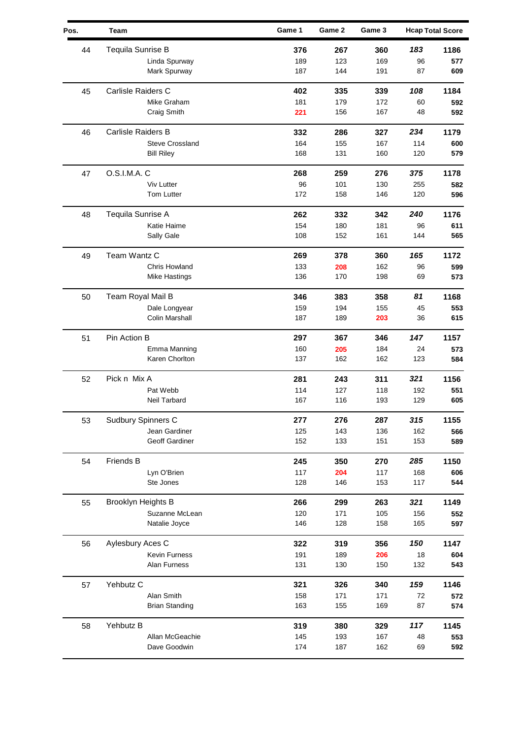| Pos. | Team | Game 1 | Game 2 | Game 3 | Hcap | Total Score |
|---|---|---|---|---|---|---|
| 44 | Tequila Sunrise B | **376** | **267** | **360** | ***183*** | **1186** |
| | Linda Spurway | 189 | 123 | 169 | 96 | **577** |
| | Mark Spurway | 187 | 144 | 191 | 87 | **609** |
| 45 | Carlisle Raiders C | **402** | **335** | **339** | ***108*** | **1184** |
| | Mike Graham | 181 | 179 | 172 | 60 | **592** |
| | Craig Smith | **221** | 156 | 167 | 48 | **592** |
| 46 | Carlisle Raiders B | **332** | **286** | **327** | ***234*** | **1179** |
| | Steve Crossland | 164 | 155 | 167 | 114 | **600** |
| | Bill Riley | 168 | 131 | 160 | 120 | **579** |
| 47 | O.S.I.M.A. C | **268** | **259** | **276** | ***375*** | **1178** |
| | Viv Lutter | 96 | 101 | 130 | 255 | **582** |
| | Tom Lutter | 172 | 158 | 146 | 120 | **596** |
| 48 | Tequila Sunrise A | **262** | **332** | **342** | ***240*** | **1176** |
| | Katie Haime | 154 | 180 | 181 | 96 | **611** |
| | Sally Gale | 108 | 152 | 161 | 144 | **565** |
| 49 | Team Wantz C | **269** | **378** | **360** | ***165*** | **1172** |
| | Chris Howland | 133 | **208** | 162 | 96 | **599** |
| | Mike Hastings | 136 | 170 | 198 | 69 | **573** |
| 50 | Team Royal Mail B | **346** | **383** | **358** | ***81*** | **1168** |
| | Dale Longyear | 159 | 194 | 155 | 45 | **553** |
| | Colin Marshall | 187 | 189 | **203** | 36 | **615** |
| 51 | Pin Action B | **297** | **367** | **346** | ***147*** | **1157** |
| | Emma Manning | 160 | **205** | 184 | 24 | **573** |
| | Karen Chorlton | 137 | 162 | 162 | 123 | **584** |
| 52 | Pick n Mix A | **281** | **243** | **311** | ***321*** | **1156** |
| | Pat Webb | 114 | 127 | 118 | 192 | **551** |
| | Neil Tarbard | 167 | 116 | 193 | 129 | **605** |
| 53 | Sudbury Spinners C | **277** | **276** | **287** | ***315*** | **1155** |
| | Jean Gardiner | 125 | 143 | 136 | 162 | **566** |
| | Geoff Gardiner | 152 | 133 | 151 | 153 | **589** |
| 54 | Friends B | **245** | **350** | **270** | ***285*** | **1150** |
| | Lyn O'Brien | 117 | **204** | 117 | 168 | **606** |
| | Ste Jones | 128 | 146 | 153 | 117 | **544** |
| 55 | Brooklyn Heights B | **266** | **299** | **263** | ***321*** | **1149** |
| | Suzanne McLean | 120 | 171 | 105 | 156 | **552** |
| | Natalie Joyce | 146 | 128 | 158 | 165 | **597** |
| 56 | Aylesbury Aces C | **322** | **319** | **356** | ***150*** | **1147** |
| | Kevin Furness | 191 | 189 | **206** | 18 | **604** |
| | Alan Furness | 131 | 130 | 150 | 132 | **543** |
| 57 | Yehbutz C | **321** | **326** | **340** | ***159*** | **1146** |
| | Alan Smith | 158 | 171 | 171 | 72 | **572** |
| | Brian Standing | 163 | 155 | 169 | 87 | **574** |
| 58 | Yehbutz B | **319** | **380** | **329** | ***117*** | **1145** |
| | Allan McGeachie | 145 | 193 | 167 | 48 | **553** |
| | Dave Goodwin | 174 | 187 | 162 | 69 | **592** |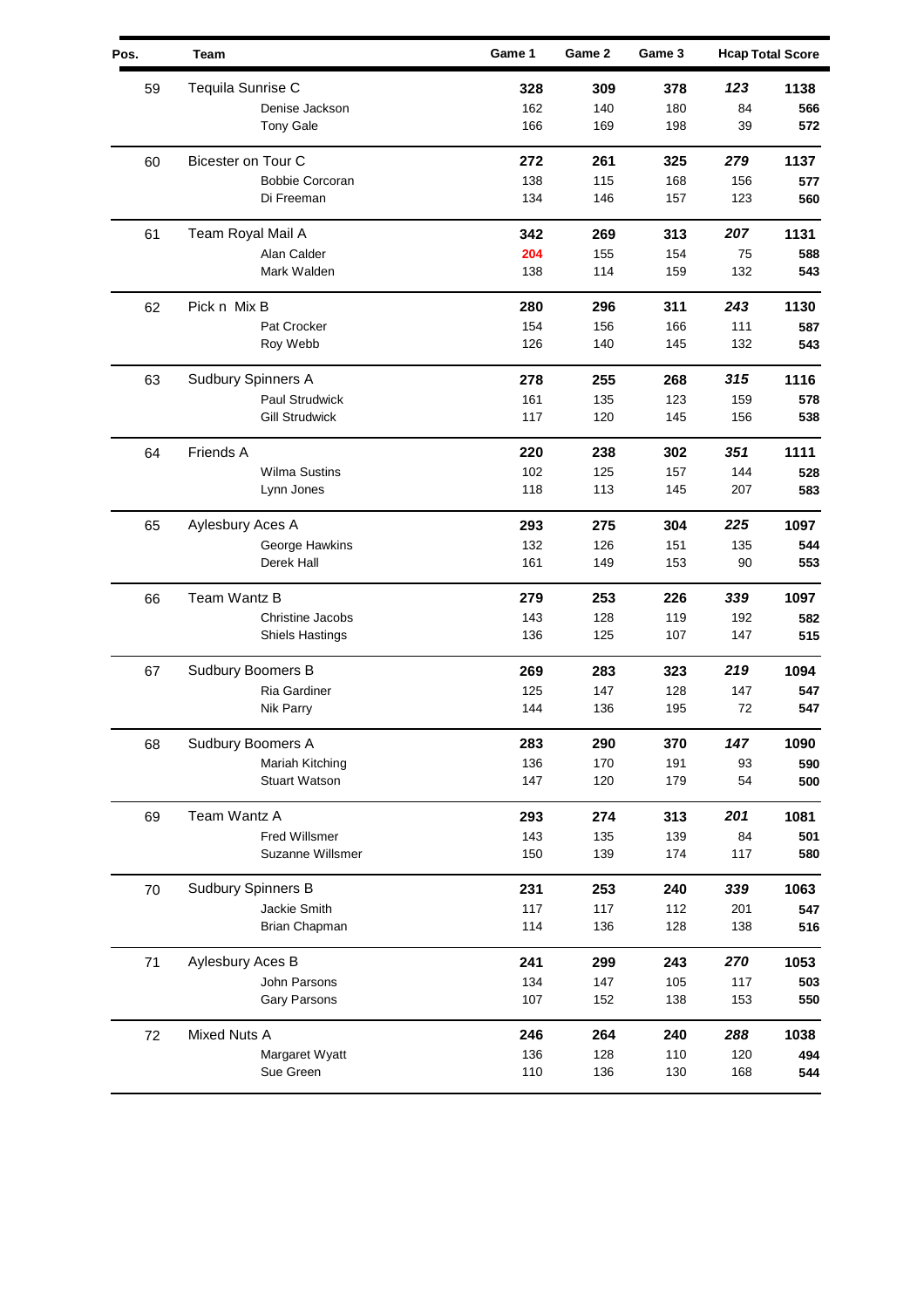| Pos. | Team | Game 1 | Game 2 | Game 3 | Hcap | Total Score |
|---|---|---|---|---|---|---|
| 59 | Tequila Sunrise C | **328** | **309** | **378** | ***123*** | **1138** |
| | Denise Jackson | 162 | 140 | 180 | 84 | **566** |
| | Tony Gale | 166 | 169 | 198 | 39 | **572** |
| 60 | Bicester on Tour C | **272** | **261** | **325** | ***279*** | **1137** |
| | Bobbie Corcoran | 138 | 115 | 168 | 156 | **577** |
| | Di Freeman | 134 | 146 | 157 | 123 | **560** |
| 61 | Team Royal Mail A | **342** | **269** | **313** | ***207*** | **1131** |
| | Alan Calder | **204** | 155 | 154 | 75 | **588** |
| | Mark Walden | 138 | 114 | 159 | 132 | **543** |
| 62 | Pick n Mix B | **280** | **296** | **311** | ***243*** | **1130** |
| | Pat Crocker | 154 | 156 | 166 | 111 | **587** |
| | Roy Webb | 126 | 140 | 145 | 132 | **543** |
| 63 | Sudbury Spinners A | **278** | **255** | **268** | ***315*** | **1116** |
| | Paul Strudwick | 161 | 135 | 123 | 159 | **578** |
| | Gill Strudwick | 117 | 120 | 145 | 156 | **538** |
| 64 | Friends A | **220** | **238** | **302** | ***351*** | **1111** |
| | Wilma Sustins | 102 | 125 | 157 | 144 | **528** |
| | Lynn Jones | 118 | 113 | 145 | 207 | **583** |
| 65 | Aylesbury Aces A | **293** | **275** | **304** | ***225*** | **1097** |
| | George Hawkins | 132 | 126 | 151 | 135 | **544** |
| | Derek Hall | 161 | 149 | 153 | 90 | **553** |
| 66 | Team Wantz B | **279** | **253** | **226** | ***339*** | **1097** |
| | Christine Jacobs | 143 | 128 | 119 | 192 | **582** |
| | Shiels Hastings | 136 | 125 | 107 | 147 | **515** |
| 67 | Sudbury Boomers B | **269** | **283** | **323** | ***219*** | **1094** |
| | Ria Gardiner | 125 | 147 | 128 | 147 | **547** |
| | Nik Parry | 144 | 136 | 195 | 72 | **547** |
| 68 | Sudbury Boomers A | **283** | **290** | **370** | ***147*** | **1090** |
| | Mariah Kitching | 136 | 170 | 191 | 93 | **590** |
| | Stuart Watson | 147 | 120 | 179 | 54 | **500** |
| 69 | Team Wantz A | **293** | **274** | **313** | ***201*** | **1081** |
| | Fred Willsmer | 143 | 135 | 139 | 84 | **501** |
| | Suzanne Willsmer | 150 | 139 | 174 | 117 | **580** |
| 70 | Sudbury Spinners B | **231** | **253** | **240** | ***339*** | **1063** |
| | Jackie Smith | 117 | 117 | 112 | 201 | **547** |
| | Brian Chapman | 114 | 136 | 128 | 138 | **516** |
| 71 | Aylesbury Aces B | **241** | **299** | **243** | ***270*** | **1053** |
| | John Parsons | 134 | 147 | 105 | 117 | **503** |
| | Gary Parsons | 107 | 152 | 138 | 153 | **550** |
| 72 | Mixed Nuts A | **246** | **264** | **240** | ***288*** | **1038** |
| | Margaret Wyatt | 136 | 128 | 110 | 120 | **494** |
| | Sue Green | 110 | 136 | 130 | 168 | **544** |